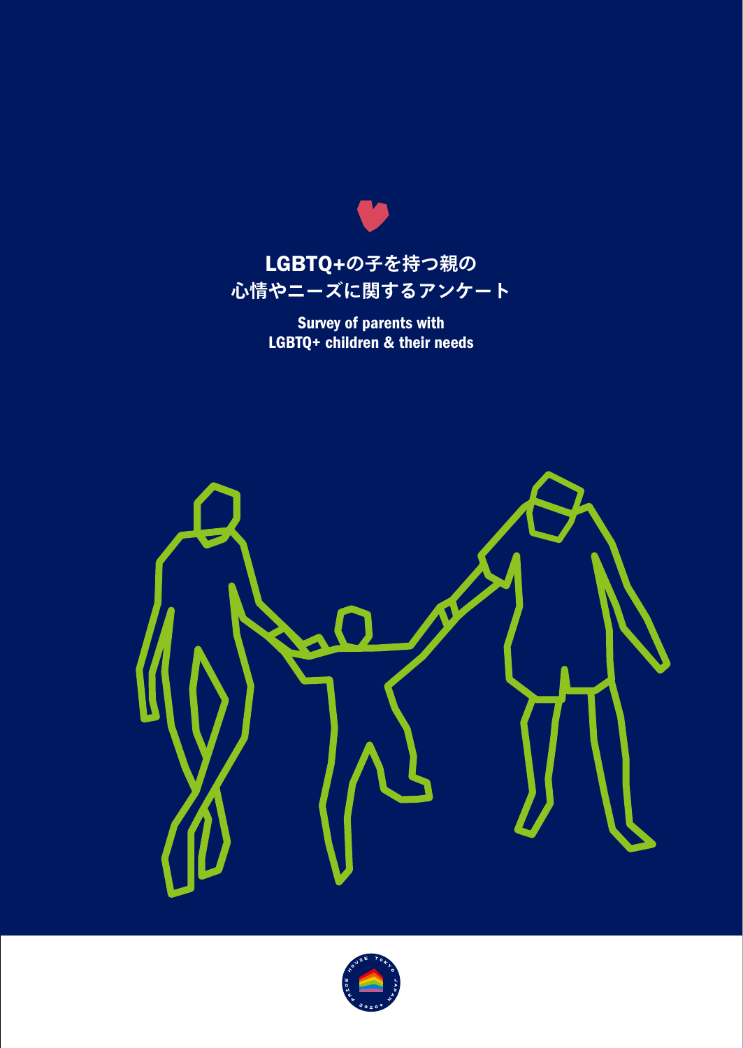# LGBTQ+の子を持つ親の心情やニーズに関するアンケート

**Survey of parents with LGBTQ+ children & their needs**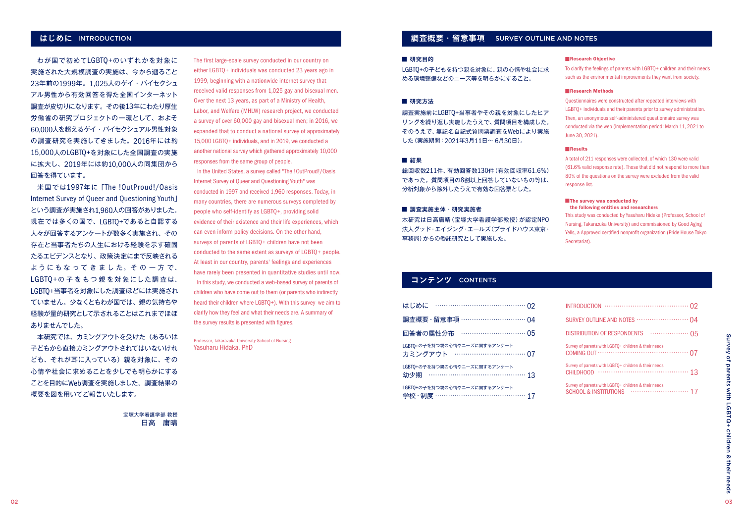## はじめに INTRODUCTION

わが国で初めてLGBTQ+のいずれかを対象に実施された大規模調査の実施は、今から遡ること23年前の1999年。1,025人のゲイ・バイセクシュアル男性から有効回答を得た全国インターネット調査が皮切りになります。その後13年にわたり厚生労働省の研究プロジェクトの一環として、およそ60,000人を超えるゲイ・バイセクシュアル男性対象の調査研究を実施してきました。2016年には約15,000人のLGBTQ+を対象にした全国調査の実施に拡大し、2019年には約10,000人の同集団から回答を得ています。

米国では1997年に「The !OutProud!/Oasis Internet Survey of Queer and Questioning Youth」という調査が実施され1,960人の回答がありました。現在では多くの国で、LGBTQ+であると自認する人々が回答するアンケートが数多く実施され、その存在と当事者たちの人生における経験を示す確固たるエビデンスとなり、政策決定にまで反映されるようにもなってきました。その一方で、LGBTQ+の子をもつ親を対象にした調査は、LGBTQ+当事者を対象にした調査ほどには実施されていません。少なくともわが国では、親の気持ちや経験が量的研究として示されることはこれまでほぼありませんでした。

本研究では、カミングアウトを受けた（あるいは子どもから直接カミングアウトされてはいないけれども、それが耳に入っている）親を対象に、その心情や社会に求めることを少しでも明らかにすることを目的にWeb調査を実施しました。調査結果の概要を図を用いてご報告いたします。

宝塚大学看護学部 教授
日高 庸晴

The first large-scale survey conducted in our country on either LGBTQ+ individuals was conducted 23 years ago in 1999, beginning with a nationwide internet survey that received valid responses from 1,025 gay and bisexual men. Over the next 13 years, as part of a Ministry of Health, Labor, and Welfare (MHLW) research project, we conducted a survey of over 60,000 gay and bisexual men; in 2016, we expanded that to conduct a national survey of approximately 15,000 LGBTQ+ individuals, and in 2019, we conducted a another national survey which gathered approximately 10,000 responses from the same group of people.

In the United States, a survey called "The !OutProud!/Oasis Internet Survey of Queer and Questioning Youth" was conducted in 1997 and received 1,960 responses. Today, in many countries, there are numerous surveys completed by people who self-identify as LGBTQ+, providing solid evidence of their existence and their life experiences, which can even inform policy decisions. On the other hand, surveys of parents of LGBTQ+ children have not been conducted to the same extent as surveys of LGBTQ+ people. At least in our country, parents' feelings and experiences have rarely been presented in quantitative studies until now.

In this study, we conducted a web-based survey of parents of children who have come out to them (or parents who indirectly heard their children were LGBTQ+). With this survey we aim to clarify how they feel and what their needs are. A summary of the survey results is presented with figures.

Professor, Takarazuka University School of Nursing
Yasuharu Hidaka, PhD

## 調査概要・留意事項 SURVEY OUTLINE AND NOTES

### ■ 研究目的

LGBTQ+の子どもを持つ親を対象に、親の心情や社会に求める環境整備などのニーズ等を明らかにすること。

### ■ 研究方法

調査実施前にLGBTQ+当事者やその親を対象にしたヒアリングを繰り返し実施したうえで、質問項目を構成した。そのうえで、無記名自記式質問票調査をWebにより実施した（実施期間：2021年3月11日～ 6月30日）。

### ■ 結果

総回収数211件、有効回答数130件（有効回収率61.6%）であった。質問項目の8割以上回答していないもの等は、分析対象から除外したうえで有効な回答票とした。

### ■ 調査実施主体・研究実施者

本研究は日高庸晴（宝塚大学看護学部教授）が認定NPO法人グッド・エイジング・エールズ（プライドハウス東京・事務局）からの委託研究として実施した。

### ■ Research Objective

To clarify the feelings of parents with LGBTQ+ children and their needs such as the environmental improvements they want from society.

### ■ Research Methods

Questionnaires were constructed after repeated interviews with LGBTQ+ individuals and their parents prior to survey administration. Then, an anonymous self-administered questionnaire survey was conducted via the web (implementation period: March 11, 2021 to June 30, 2021).

### ■ Results

A total of 211 responses were collected, of which 130 were valid (61.6% valid response rate). Those that did not respond to more than 80% of the questions on the survey were excluded from the valid response list.

### ■ The survey was conducted by the following entities and researchers

This study was conducted by Yasuharu Hidaka (Professor, School of Nursing, Takarazuka University) and commissioned by Good Aging Yells, a Approved certified nonprofit organization (Pride House Tokyo Secretariat).

## コンテンツ CONTENTS

- はじめに ………… 02
- 調査概要・留意事項 ………… 04
- 回答者の属性分布 ………… 05
- LGBTQ+の子を持つ親の心情やニーズに関するアンケート カミングアウト ………… 07
- LGBTQ+の子を持つ親の心情やニーズに関するアンケート 幼少期 ………… 13
- LGBTQ+の子を持つ親の心情やニーズに関するアンケート 学校・制度 ………… 17

- INTRODUCTION ………… 02
- SURVEY OUTLINE AND NOTES ………… 04
- DISTRIBUTION OF RESPONDENTS ………… 05
- Survey of parents with LGBTQ+ children & their needs COMING OUT ………… 07
- Survey of parents with LGBTQ+ children & their needs CHILDHOOD ………… 13
- Survey of parents with LGBTQ+ children & their needs SCHOOL & INSTITUTIONS ………… 17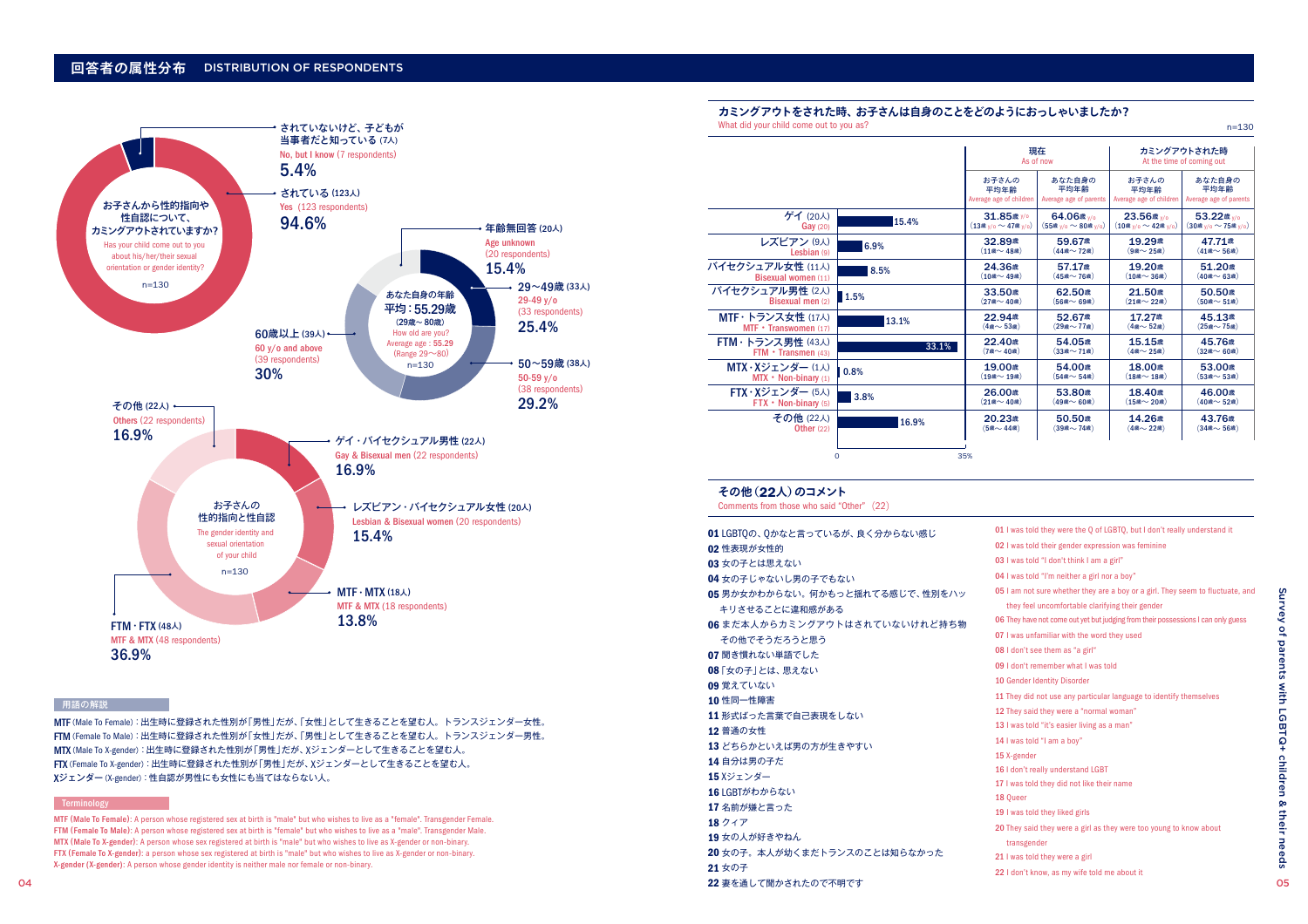## 回答者の属性分布　DISTRIBUTION OF RESPONDENTS

**お子さんから性的指向や性自認について、カミングアウトされていますか？**
Has your child come out to you about his/her/their sexual orientation or gender identity?
n=130

- されている（123人） Yes（123 respondents） **94.6%**
- されていないけど、子どもが当事者だと知っている（7人） No, but I know（7 respondents） **5.4%**

**あなた自身の年齢　平均：55.29歳（29歳〜80歳）**
How old are you? Average age : 55.29 (Range 29〜80)
n=130

- 年齢無回答（20人） Age unknown（20 respondents） **15.4%**
- 29〜49歳（33人） 29-49 y/o（33 respondents） **25.4%**
- 50〜59歳（38人） 50-59 y/o（38 respondents） **29.2%**
- 60歳以上（39人） 60 y/o and above（39 respondents） **30%**

**お子さんの性的指向と性自認**
The gender identity and sexual orientation of your child
n=130

- ゲイ・バイセクシュアル男性（22人） Gay & Bisexual men（22 respondents） **16.9%**
- レズビアン・バイセクシュアル女性（20人） Lesbian & Bisexual women（20 respondents） **15.4%**
- MTF・MTX（18人） MTF & MTX（18 respondents） **13.8%**
- FTM・FTX（48人） MTF & MTX（48 respondents） **36.9%**
- その他（22人） Others（22 respondents） **16.9%**

### 用語の解説

**MTF** (Male To Female)：出生時に登録された性別が「男性」だが、「女性」として生きることを望む人。トランスジェンダー女性。
**FTM** (Female To Male)：出生時に登録された性別が「女性」だが、「男性」として生きることを望む人。トランスジェンダー男性。
**MTX** (Male To X-gender)：出生時に登録された性別が「男性」だが、Xジェンダーとして生きることを望む人。
**FTX** (Female To X-gender)：出生時に登録された性別が「男性」だが、Xジェンダーとして生きることを望む人。
**Xジェンダー** (X-gender)：性自認が男性にも女性にも当てはならない人。

### Terminology

**MTF (Male To Female)**: A person whose registered sex at birth is "male" but who wishes to live as a "female". Transgender Female.
**FTM (Female To Male)**: A person whose registered sex at birth is "female" but who wishes to live as a "male". Transgender Male.
**MTX (Male To X-gender)**: A person whose sex registered at birth is "male" but who wishes to live as X-gender or non-binary.
**FTX (Female To X-gender)**: a person whose sex registered at birth is "male" but who wishes to live as X-gender or non-binary.
**X-gender (X-gender)**: A person whose gender identity is neither male nor female or non-binary.

### カミングアウトをされた時、お子さんは自身のことをどのようにおっしゃいましたか？
What did your child come out to you as?
n=130

| | 割合 | 現在 As of now | | カミングアウトされた時 At the time of coming out | |
|---|---|---|---|---|---|
| | | お子さんの平均年齢 Average age of children | あなた自身の平均年齢 Average age of parents | お子さんの平均年齢 Average age of children | あなた自身の平均年齢 Average age of parents |
| ゲイ（20人） Gay (20) | 15.4% | 31.85歳 y/o（13歳 y/o〜47歳 y/o） | 64.06歳 y/o（55歳 y/o〜80歳 y/o） | 23.56歳 y/o（10歳 y/o〜42歳 y/o） | 53.22歳 y/o（30歳 y/o〜75歳 y/o） |
| レズビアン（9人） Lesbian (9) | 6.9% | 32.89歳（11歳〜48歳） | 59.67歳（44歳〜72歳） | 19.29歳（9歳〜25歳） | 47.71歳（41歳〜56歳） |
| バイセクシュアル女性（11人） Bisexual women (11) | 8.5% | 24.36歳（10歳〜49歳） | 57.17歳（45歳〜76歳） | 19.20歳（10歳〜36歳） | 51.20歳（40歳〜63歳） |
| バイセクシュアル男性（2人） Bisexual men (2) | 1.5% | 33.50歳（27歳〜40歳） | 62.50歳（56歳〜69歳） | 21.50歳（21歳〜22歳） | 50.50歳（50歳〜51歳） |
| MTF・トランス女性（17人） MTF・Transwomen (17) | 13.1% | 22.94歳（4歳〜53歳） | 52.67歳（29歳〜77歳） | 17.27歳（4歳〜52歳） | 45.13歳（25歳〜75歳） |
| FTM・トランス男性（43人） FTM・Transmen (43) | 33.1% | 22.40歳（7歳〜40歳） | 54.05歳（33歳〜71歳） | 15.15歳（4歳〜25歳） | 45.76歳（32歳〜60歳） |
| MTX・Xジェンダー（1人） MTX・Non-binary (1) | 0.8% | 19.00歳（19歳〜19歳） | 54.00歳（54歳〜54歳） | 18.00歳（18歳〜18歳） | 53.00歳（53歳〜53歳） |
| FTX・Xジェンダー（5人） FTX・Non-binary (5) | 3.8% | 26.00歳（21歳〜40歳） | 53.80歳（49歳〜60歳） | 18.40歳（15歳〜20歳） | 46.00歳（40歳〜52歳） |
| その他（22人） Other (22) | 16.9% | 20.23歳（5歳〜44歳） | 50.50歳（39歳〜74歳） | 14.26歳（4歳〜22歳） | 43.76歳（34歳〜56歳） |

### その他（22人）のコメント
Comments from those who said "Other"（22）

01 LGBTQの、Qかなと言っているが、良く分からない感じ
02 性表現が女性的
03 女の子とは思えない
04 女の子じゃないし男の子でもない
05 男か女かわからない。何かもっと揺れてる感じで、性別をハッキリさせることに違和感がある
06 まだ本人からカミングアウトはされていないけれど持ち物その他でそうだろうと思う
07 聞き慣れない単語でした
08「女の子」とは、思えない
09 覚えていない
10 性同一性障害
11 形式ばった言葉で自己表現をしない
12 普通の女性
13 どちらかといえば男の方が生きやすい
14 自分は男の子だ
15 Xジェンダー
16 LGBTがわからない
17 名前が嫌と言った
18 クィア
19 女の人が好きやねん
20 女の子。本人が幼くまだトランスのことは知らなかった
21 女の子
22 妻を通して聞かされたので不明です

01 I was told they were the Q of LGBTQ, but I don't really understand it
02 I was told their gender expression was feminine
03 I was told "I don't think I am a girl"
04 I was told "I'm neither a girl nor a boy"
05 I am not sure whether they are a boy or a girl. They seem to fluctuate, and they feel uncomfortable clarifying their gender
06 They have not come out yet but judging from their possessions I can only guess
07 I was unfamiliar with the word they used
08 I don't see them as "a girl"
09 I don't remember what I was told
10 Gender Identity Disorder
11 They did not use any particular language to identify themselves
12 They said they were a "normal woman"
13 I was told "it's easier living as a man"
14 I was told "I am a boy"
15 X-gender
16 I don't really understand LGBT
17 I was told they did not like their name
18 Queer
19 I was told they liked girls
20 They said they were a girl as they were too young to know about transgender
21 I was told they were a girl
22 I don't know, as my wife told me about it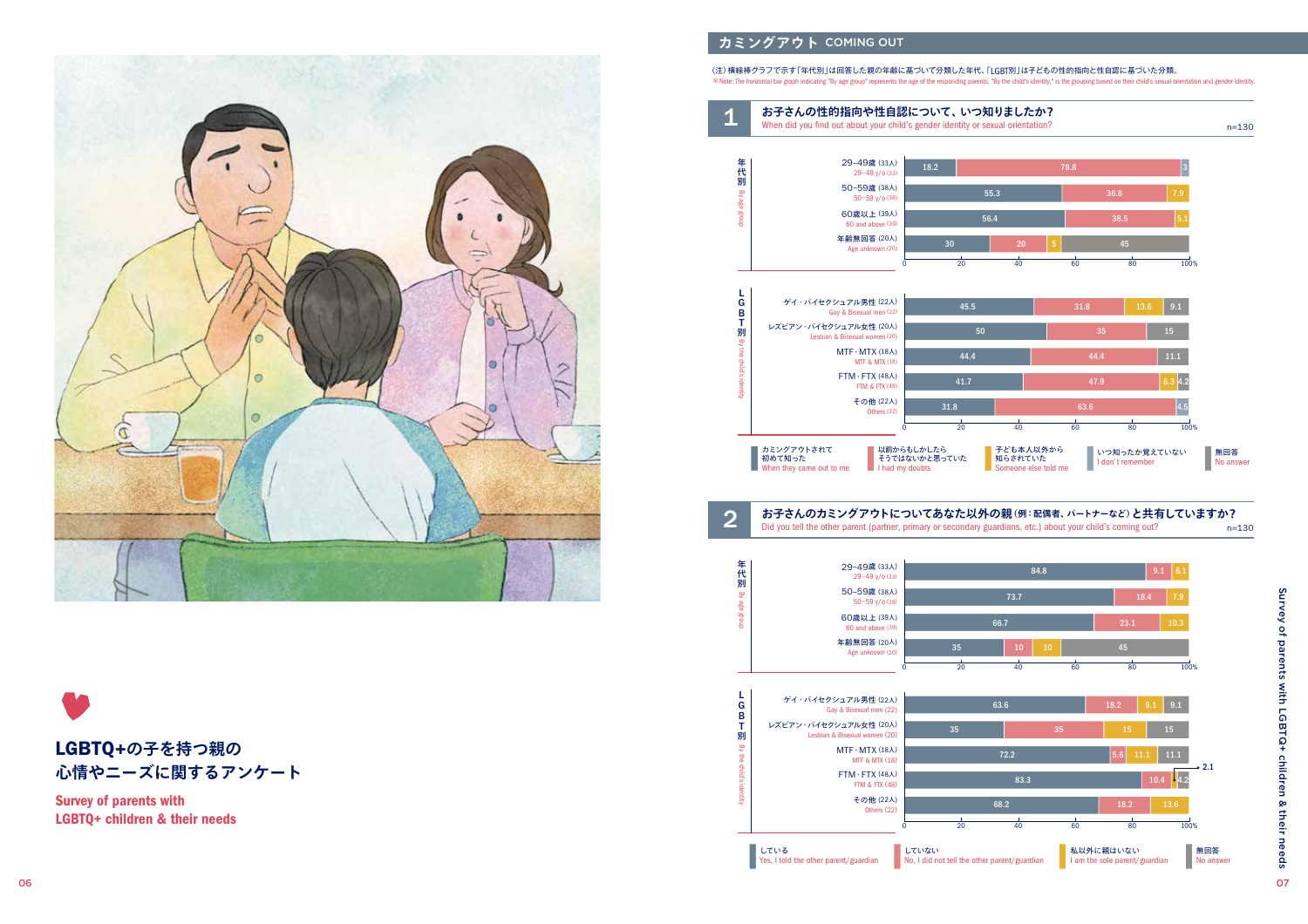## カミングアウト COMING OUT

（注）横棒グラフで示す「年代別」は回答した親の年齢に基づいて分類した年代、「LGBT別」は子どもの性的指向と性自認に基づいた分類。
※Note: The horizontal bar graph indicating "By age group" represents the age of the responding parents; "By the child's identity," is the grouping based on their child's sexual orientation and gender identity.

### 1 お子さんの性的指向や性自認について、いつ知りましたか？
When did you find out about your child's gender identity or sexual orientation?

n=130

| | カミングアウトされて初めて知った When they came out to me | 以前からもしかしたらそうではないかと思っていた I had my doubts | 子ども本人以外から知らされていた Someone else told me | いつ知ったか覚えていない I don't remember | 無回答 No answer |
|---|---|---|---|---|---|
| **年代別 By age group** | | | | | |
| 29–49歳 (33人) 29–49 y/o (33) | 18.2 | 78.8 | | 3 | |
| 50–59歳 (38人) 50–59 y/o (38) | 55.3 | 36.8 | 7.9 | | |
| 60歳以上 (39人) 60 and above (39) | 56.4 | 38.5 | 5.1 | | |
| 年齢無回答 (20人) Age unknown (20) | 30 | 20 | 5 | | 45 |
| **LGBT別 By the child's identity** | | | | | |
| ゲイ・バイセクシュアル男性 (22人) Gay & Bisexual men (22) | 45.5 | 31.8 | 13.6 | 9.1 | |
| レズビアン・バイセクシュアル女性 (20人) Lesbian & Bisexual women (20) | 50 | 35 | | 15 | |
| MTF・MTX (18人) MTF & MTX (18) | 44.4 | 44.4 | | 11.1 | |
| FTM・FTX (48人) FTM & FTX (48) | 41.7 | 47.9 | 6.3 | 4.2 | |
| その他 (22人) Others (22) | 31.8 | 63.6 | | 4.5 | |

### 2 お子さんのカミングアウトについてあなた以外の親（例：配偶者、パートナーなど）と共有していますか？
Did you tell the other parent (partner, primary or secondary guardians, etc.) about your child's coming out?

n=130

| | している Yes, I told the other parent/guardian | していない No, I did not tell the other parent/guardian | 私以外に親はいない I am the sole parent/guardian | 無回答 No answer |
|---|---|---|---|---|
| **年代別 By age group** | | | | |
| 29–49歳 (33人) 29–49 y/o (33) | 84.8 | 9.1 | 6.1 | |
| 50–59歳 (38人) 50–59 y/o (38) | 73.7 | 18.4 | 7.9 | |
| 60歳以上 (39人) 60 and above (39) | 66.7 | 23.1 | 10.3 | |
| 年齢無回答 (20人) Age unknown (20) | 35 | 10 | 10 | 45 |
| **LGBT別 By the child's identity** | | | | |
| ゲイ・バイセクシュアル男性 (22人) Gay & Bisexual men (22) | 63.6 | 18.2 | 9.1 | 9.1 |
| レズビアン・バイセクシュアル女性 (20人) Lesbian & Bisexual women (20) | 35 | 35 | 15 | 15 |
| MTF・MTX (18人) MTF & MTX (18) | 72.2 | 5.6 | 11.1 | 11.1 |
| FTM・FTX (48人) FTM & FTX (48) | 83.3 | 10.4 | 2.1 | 4.2 |
| その他 (22人) Others (22) | 68.2 | 18.2 | 13.6 | |

**LGBTQ+の子を持つ親の心情やニーズに関するアンケート**

**Survey of parents with LGBTQ+ children & their needs**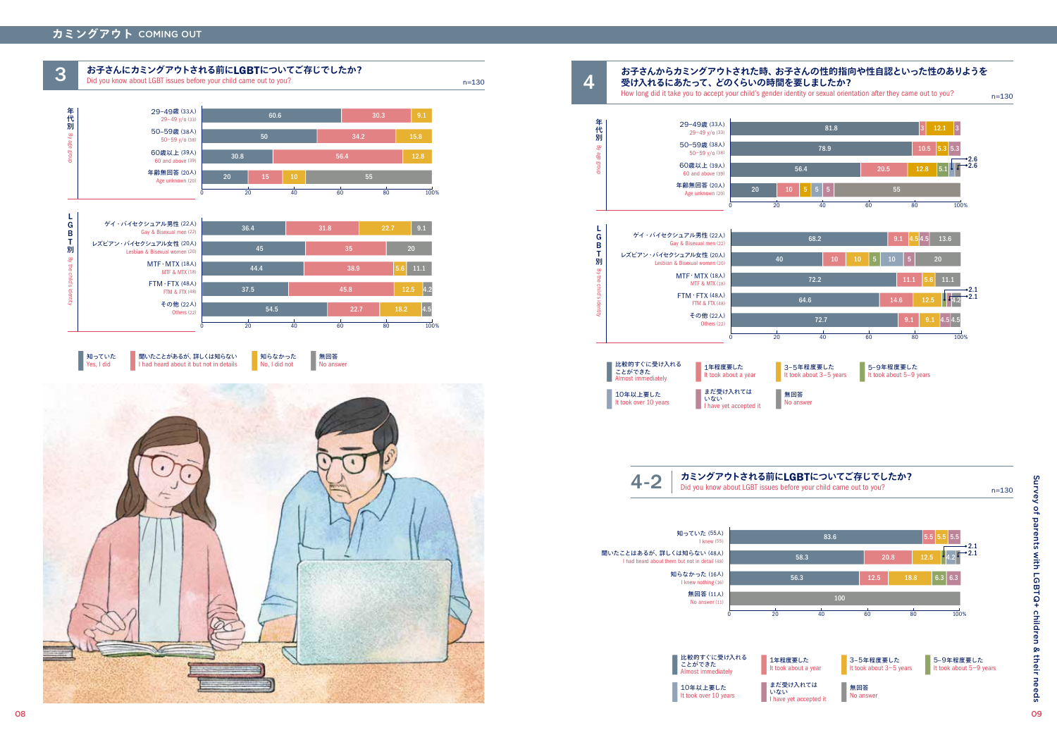## カミングアウト COMING OUT

### 3 お子さんにカミングアウトされる前にLGBTについてご存じでしたか？
Did you know about LGBT issues before your child came out to you?

n=130

**年代別 By age group**

| | 知っていた Yes, I did | 聞いたことがあるが、詳しくは知らない I had heard about it but not in details | 知らなかった No, I did not | 無回答 No answer |
|---|---|---|---|---|
| 29–49歳 (33人) 29–49 y/o (33) | 60.6 | 30.3 | 9.1 | |
| 50–59歳 (38人) 50–59 y/o (38) | 50 | 34.2 | 15.8 | |
| 60歳以上 (39人) 60 and above (39) | 30.8 | 56.4 | 12.8 | |
| 年齢無回答 (20人) Age unknown (20) | 20 | 15 | 10 | 55 |

**LGBT別 By the child's identity**

| | 知っていた Yes, I did | 聞いたことがあるが、詳しくは知らない I had heard about it but not in details | 知らなかった No, I did not | 無回答 No answer |
|---|---|---|---|---|
| ゲイ・バイセクシュアル男性 (22人) Gay & Bisexual men (22) | 36.4 | 31.8 | 22.7 | 9.1 |
| レズビアン・バイセクシュアル女性 (20人) Lesbian & Bisexual women (20) | 45 | 35 | 20 | |
| MTF・MTX (18人) MTF & MTX (18) | 44.4 | 38.9 | 5.6 | 11.1 |
| FTM・FTX (48人) FTM & FTX (48) | 37.5 | 45.8 | 12.5 | 4.2 |
| その他 (22人) Others (22) | 54.5 | 22.7 | 18.2 | 4.5 |

### 4 お子さんからカミングアウトされた時、お子さんの性的指向や性自認といった性のありようを受け入れるにあたって、どのくらいの時間を要しましたか？
How long did it take you to accept your child's gender identity or sexual orientation after they came out to you?

n=130

**年代別 By age group**

| | 比較的すぐに受け入れることができた Almost immediately | 1年程度要した It took about a year | 3–5年程度要した It took about 3–5 years | 5–9年程度要した It took about 5–9 years | 10年以上要した It took over 10 years | まだ受け入れてはいない I have yet accepted it | 無回答 No answer |
|---|---|---|---|---|---|---|---|
| 29–49歳 (33人) 29–49 y/o (33) | 81.8 | 3 | 12.1 | | | 3 | |
| 50–59歳 (38人) 50–59 y/o (38) | 78.9 | 10.5 | 5.3 | | | 5.3 | |
| 60歳以上 (39人) 60 and above (39) | 56.4 | 20.5 | 12.8 | 5.1 | 2.6 | 2.6 | |
| 年齢無回答 (20人) Age unknown (20) | 20 | 10 | 5 | | 5 | 5 | 55 |

**LGBT別 By the child's identity**

| | 比較的すぐに受け入れることができた Almost immediately | 1年程度要した It took about a year | 3–5年程度要した It took about 3–5 years | 5–9年程度要した It took about 5–9 years | 10年以上要した It took over 10 years | まだ受け入れてはいない I have yet accepted it | 無回答 No answer |
|---|---|---|---|---|---|---|---|
| ゲイ・バイセクシュアル男性 (22人) Gay & Bisexual men (22) | 68.2 | 9.1 | 4.5 | | | 4.5 | 13.6 |
| レズビアン・バイセクシュアル女性 (20人) Lesbian & Bisexual women (20) | 40 | 10 | 10 | 5 | 10 | 5 | 20 |
| MTF・MTX (18人) MTF & MTX (18) | 72.2 | 11.1 | 5.6 | | | | 11.1 |
| FTM・FTX (48人) FTM & FTX (48) | 64.6 | 14.6 | 12.5 | 2.1 | 2.1 | 4.2 | |
| その他 (22人) Others (22) | 72.7 | 9.1 | 9.1 | | | 4.5 | 4.5 |

### 4-2 カミングアウトされる前にLGBTについてご存じでしたか？
Did you know about LGBT issues before your child came out to you?

n=130

| | 比較的すぐに受け入れることができた Almost immediately | 1年程度要した It took about a year | 3–5年程度要した It took about 3–5 years | 5–9年程度要した It took about 5–9 years | 10年以上要した It took over 10 years | まだ受け入れてはいない I have yet accepted it | 無回答 No answer |
|---|---|---|---|---|---|---|---|
| 知っていた (55人) I knew (55) | 83.6 | 5.5 | 5.5 | | | 5.5 | |
| 聞いたことはあるが、詳しくは知らない (48人) I had heard about them but not in detail (48) | 58.3 | 20.8 | 12.5 | 2.1 | 2.1 | 4.2 | |
| 知らなかった (16人) I knew nothing (16) | 56.3 | 12.5 | 18.8 | 6.3 | | 6.3 | |
| 無回答 (11人) No answer (11) | | | | | | | 100 |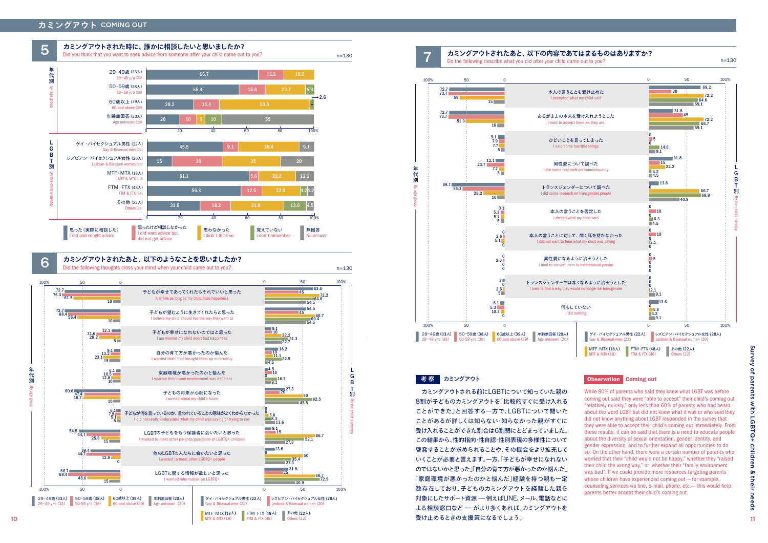# カミングアウト COMING OUT

## 5 カミングアウトされた時に、誰かに相談したいと思いましたか？

Did you think that you want to seek advice from someone after your child came out to you?

n=130

| | 思った（実際に相談した） I did and sought advice | 思ったけど相談しなかった I did want advice but did not get advice | 思わなかった I didn't think so | 覚えていない I don't remember | 無回答 No answer |
|---|---|---|---|---|---|
| **年代別 By age group** | | | | | |
| 29–49歳（33人） 29–49 y/o (33) | 66.7 | 15.2 | 18.2 | | |
| 50–59歳（38人） 50–59 y/o (38) | 55.3 | 15.8 | 23.7 | 5.3 | |
| 60歳以上（39人） 60 and above (39) | 28.2 | 15.4 | 53.8 | 2.6 | |
| 年齢無回答（20人） Age unknown (20) | 20 | 10 | 5 | 10 | 55 |
| **LGBT別 By the child's identity** | | | | | |
| ゲイ・バイセクシュアル男性（22人） Gay & Bisexual men (22) | 45.5 | 9.1 | 36.4 | | 9.1 |
| レズビアン・バイセクシュアル女性（20人） Lesbian & Bisexual women (20) | 15 | 30 | 35 | | 20 |
| MTF・MTX（18人） MTF & MTX (18) | 61.1 | 5.6 | 22.2 | | 11.1 |
| FTM・FTX（48人） FTM & FTX (48) | 56.3 | 12.5 | 22.9 | 4.2 | 4.2 |
| その他（22人） Others (22) | 31.8 | 18.2 | 31.8 | 13.6 | 4.5 |

## 6 カミングアウトされたあと、以下のようなことを思いましたか？

Did the following thoughts cross your mind when your child came out to you?

n=130

| | 29–49歳（33人） 29–49 y/o (33) | 50–59歳（38人） 50–59 y/o (38) | 60歳以上（39人） 60 and above (39) | 年齢無回答（20人） Age unknown (20) | ゲイ・バイセクシュアル男性（22人） Gay & Bisexual men (22) | レズビアン・バイセクシュアル女性（20人） Lesbian & Bisexual women (20) | MTF・MTX（18人） MTF & MTX (18) | FTM・FTX（48人） FTM & FTX (48) | その他（22人） Others (22) |
|---|---|---|---|---|---|---|---|---|---|
| 子どもが幸せであってくれたらそれでいいと思った It is fine as long as my child finds happiness | 72.7 | 76.3 | 61.5 | 10 | 63.6 | 45 | 72.2 | 64.6 | 54.5 |
| 子どもが望むように生きてくれたらと思った I believe my child should live the way they want to | 72.7 | 68.4 | 56.4 | 10 | 54.5 | 45 | 66.7 | 60.4 | 54.5 |
| 子どもが幸せになれないのではと思った I am worried my child won't find happiness | 31.6 | 28.2 | 12.1 | 5 | 9.1 | 10 | 22.2 | 31.3 | 22.7 |
| 自分の育て方が悪かったのか悩んだ I worried that I had brought them up incorrectly | 9.1 | 13.2 | 23.1 | 15 | 18.2 | 10 | 11.1 | 22.9 | 4.5 |
| 家庭環境が悪かったのかと悩んだ I worried their home environment was deficient | 6.1 | 10.5 | 12.8 | 10 | 4.5 | 10 | 0 | 16.7 | 9.1 |
| 子どもの将来が心配になった I worried about my child's future | 60.6 | 47.4 | 48.7 | 10 | 27.3 | 20 | 50 | 62.5 | 45.5 |
| 子どもが何を言っているのか、言われていることの意味がよくわからなかった I did not really understand what my child was saying or trying to say | 6.1 | 7.9 | 5.1 | 5 | 0 | 0 | 5.6 | 8.3 | 13.6 |
| LGBTの子どもをもつ保護者に会いたいと思った I wanted to meet other parents/guardians of LGBTQ+ children | 54.5 | 44.7 | 25.6 | 15 | 9.1 | 15 | 66.7 | 52.1 | 27.3 |
| 他のLGBTの人たちに会いたいと思った I wanted to meet other LGBTQ+ people | 39.4 | 44.7 | 12.8 | 0 | 13.6 | 0 | 50 | 35.4 | 27.3 |
| LGBTに関する情報が欲しいと思った I wanted information on LGBTQ+ | 66.7 | 68.4 | 43.6 | 15 | 31.8 | 25 | 66.7 | 72.9 | 40.9 |

## 7 カミングアウトされたあと、以下の内容であてはまるものはありますか？

Do the following describe what you did after your child came out to you?

n=130

| | 29–49歳（33人） 29–49 y/o (33) | 50–59歳（38人） 50–59 y/o (38) | 60歳以上（39人） 60 and above (39) | 年齢無回答（20人） Age unknown (20) | ゲイ・バイセクシュアル男性（22人） Gay & Bisexual men (22) | レズビアン・バイセクシュアル女性（20人） Lesbian & Bisexual women (20) | MTF・MTX（18人） MTF & MTX (18) | FTM・FTX（48人） FTM & FTX (48) | その他（22人） Others (22) |
|---|---|---|---|---|---|---|---|---|---|
| 本人の言うことを受け止めた I accepted what my child said | 72.7 | 73.7 | 59 | 15 | 68.2 | 30 | 72.2 | 64.6 | 59.1 |
| あるがままの本人を受け入れようとした I tried to accept them as they are | 72.7 | 73.7 | 51.3 | 10 | 31.8 | 45 | 72.2 | 66.7 | 59.1 |
| ひどいことを言ってしまった I said some horrible things | 9.1 | 7.9 | 7.7 | 5 | 0 | 5 | 0 | 14.6 | 9.1 |
| 同性愛について調べた I did some research on homosexuality | 12.1 | 23.7 | 7.7 | 5 | 31.8 | 15 | 22.2 | 4.2 | 4.5 |
| トランスジェンダーについて調べた I did some research on transgender people | 69.7 | 55.3 | 28.2 | 10 | 13.6 | 0 | 66.7 | 68.8 | 40.9 |
| 本人の言うことを否定した I denied what my child said | 3 | 5.3 | 5.1 | 5 | 10 | 0 | 0 | 6.3 | 4.5 |
| 本人の言うことに対して、聞く耳を持たなかった I did not want to hear what my child was saying | 0 | 2.6 | 5.1 | 0 | 10 | 0 | 0 | 2.1 | 0 |
| 異性愛になるように治そうとした I tried to convert them to heterosexual person | 0 | 2.6 | 0 | 0 | 5 | 0 | 0 | 0 | 0 |
| トランスジェンダーではなくなるように治そうとした I tried to find a way they would no longer be transgender | 3 | 2.6 | 5 | | 0 | 0 | 0 | 2.1 | 9.1 |
| 何もしていない I did nothing | 6.1 | 5.3 | 10.3 | 0 | 13.6 | 0 | 5.6 | 4.2 | 9.1 |

### 考察 カミングアウト

カミングアウトされる前にLGBTについて知っていた親の8割が子どものカミングアウトを「比較的すぐに受け入れることができた」と回答する一方で、LGBTについて聞いたことがあるが詳しくは知らない・知らなかった親がすぐに受け入れることができた割合は6割程にとどまっていました。この結果から、性的指向・性自認・性別表現の多様性について啓発することが求められることや、その機会をより拡充していくことが必要と言えます。一方、「子どもが幸せになれないのではないかと思った」「自分の育て方が悪かったのか悩んだ」「家庭環境が悪かったのかと悩んだ」経験を持つ親も一定数存在しており、子どものカミングアウトを経験した親を対象にしたサポート資源 ― 例えばLINE、メール、電話などによる相談窓口など ― がより多くあれば、カミングアウトを受け止めるときの支援策になるでしょう。

### Observation Coming out

While 80% of parents who said they knew what LGBT was before coming out said they were "able to accept" their child's coming out "relatively quickly," only less than 60% of parents who had heard about the word LGBT but did not know what it was or who said they did not know anything about LGBT responded in the survey that they were able to accept their child's coming out immediately. From these results, it can be said that there is a need to educate people about the diversity of sexual orientation, gender identity, and gender expression, and to further expand all opportunities to do so. On the other hand, there were a certain number of parents who worried that their "child would not be happy," whether they "raised their child the wrong way," or whether their "family environment was bad". If we could provide more resources targeting parents whose children have experienced coming out —for example, counseling services via line, e-mail, phone, etc.— this would help parents better accept their child's coming out.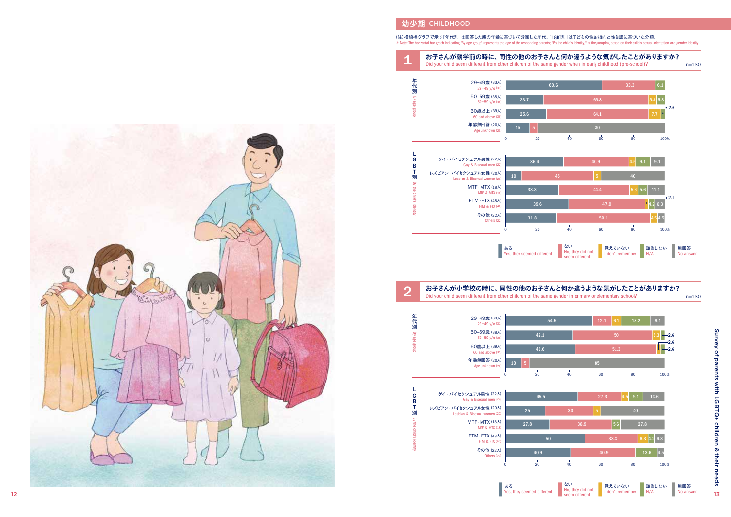## 幼少期 CHILDHOOD

(注) 横線棒グラフで示す「年代別」は回答した親の年齢に基づいて分類した年代、「LGBT別」は子どもの性的指向と性自認に基づいた分類。
※Note: The horizontal bar graph indicating "By age group" represents the age of the responding parents; "By the child's identity," is the grouping based on their child's sexual orientation and gender identity.

### 1 お子さんが就学前の時に、同性の他のお子さんと何か違うような気がしたことがありますか？
Did your child seem different from other children of the same gender when in early childhood (pre-school)?

n=130

| | ある Yes, they seemed different | ない No, they did not seem different | 覚えていない I don't remember | 該当しない N/A | 無回答 No answer |
|---|---|---|---|---|---|
| **年代別 By age group** | | | | | |
| 29–49歳 (33人) 29–49 y/o (33) | 60.6 | 33.3 | | 6.1 | |
| 50–59歳 (38人) 50–59 y/o (38) | 23.7 | 65.8 | 5.3 | 5.3 | |
| 60歳以上 (39人) 60 and above (39) | 25.6 | 64.1 | 7.7 | 2.6 | |
| 年齢無回答 (20人) Age unknown (20) | 15 | 5 | | | 80 |
| **LGBT別 By the child's identity** | | | | | |
| ゲイ・バイセクシュアル男性 (22人) Gay & Bisexual men (22) | 36.4 | 40.9 | 4.5 | 9.1 | 9.1 |
| レズビアン・バイセクシュアル女性 (20人) Lesbian & Bisexual women (20) | 10 | 45 | 5 | | 40 |
| MTF・MTX (18人) MTF & MTX (18) | 33.3 | 44.4 | 5.6 | 5.6 | 11.1 |
| FTM・FTX (48人) FTM & FTX (48) | 39.6 | 47.9 | 2.1 | 4.2 | 6.3 |
| その他 (22人) Others (22) | 31.8 | 59.1 | 4.5 | | 4.5 |

### 2 お子さんが小学校の時に、同性の他のお子さんと何か違うような気がしたことがありますか？
Did your child seem different from other children of the same gender in primary or elementary school?

n=130

| | ある Yes, they seemed different | ない No, they did not seem different | 覚えていない I don't remember | 該当しない N/A | 無回答 No answer |
|---|---|---|---|---|---|
| **年代別 By age group** | | | | | |
| 29–49歳 (33人) 29–49 y/o (33) | 54.5 | 12.1 | 6.1 | 18.2 | 9.1 |
| 50–59歳 (38人) 50–59 y/o (38) | 42.1 | 50 | 5.3 | 2.6 | |
| 60歳以上 (39人) 60 and above (39) | 43.6 | 51.3 | 2.6 | 2.6 | |
| 年齢無回答 (20人) Age unknown (20) | 10 | 5 | | | 85 |
| **LGBT別 By the child's identity** | | | | | |
| ゲイ・バイセクシュアル男性 (22人) Gay & Bisexual men (22) | 45.5 | 27.3 | 4.5 | 9.1 | 13.6 |
| レズビアン・バイセクシュアル女性 (20人) Lesbian & Bisexual women (20) | 25 | 30 | 5 | | 40 |
| MTF・MTX (18人) MTF & MTX (18) | 27.8 | 38.9 | | 5.6 | 27.8 |
| FTM・FTX (48人) FTM & FTX (48) | 50 | 33.3 | 6.3 | 4.2 | 6.3 |
| その他 (22人) Others (22) | 40.9 | 40.9 | | 13.6 | 4.5 |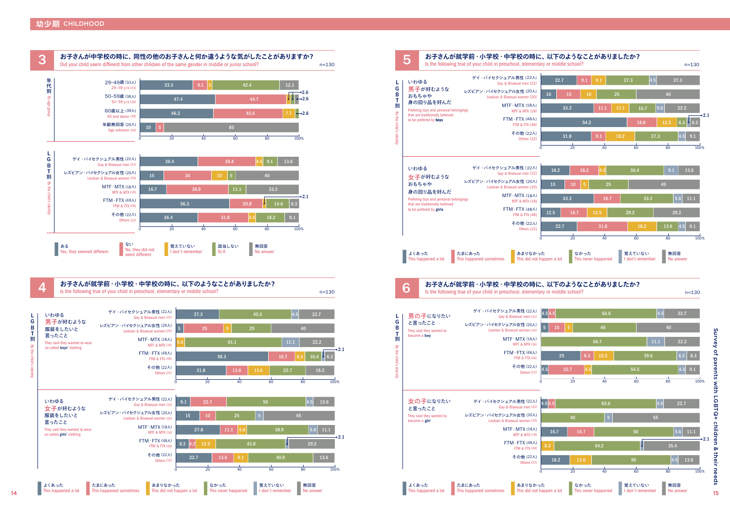## 幼少期 CHILDHOOD

### 3 お子さんが中学校の時に、同性の他のお子さんと何か違うような気がしたことがありますか？
Did your child seem different from other children of the same gender in middle or junior school?

n=130

**年代別 By age group**

| | ある Yes, they seemed different | ない No, they did not seem different | 覚えていない I don't remember | 該当しない N/A | 無回答 No answer |
|---|---|---|---|---|---|
| 29–49歳 (33人) 29–49 y/o (33) | 33.3 | 9.1 | 3 | 42.4 | 12.1 |
| 50–59歳 (38人) 50–59 y/o (38) | 47.4 | 44.7 | 2.6 | 2.6 | 2.6 |
| 60歳以上 (39人) 60 and above (39) | 46.2 | 43.6 | 7.7 | | 2.6 |
| 年齢無回答 (20人) Age unknown (20) | 10 | 5 | | | 85 |

**LGBT別 By the child's identity**

| | ある Yes, they seemed different | ない No, they did not seem different | 覚えていない I don't remember | 該当しない N/A | 無回答 No answer |
|---|---|---|---|---|---|
| ゲイ・バイセクシュアル男性 (22人) Gay & Bisexual men (22) | 36.4 | 36.4 | 4.5 | 9.1 | 13.6 |
| レズビアン・バイセクシュアル女性 (20人) Lesbian & Bisexual women (20) | 15 | 30 | 10 | 5 | 40 |
| MTF・MTX (18人) MTF & MTX (18) | 16.7 | 38.9 | | 11.1 | 33.3 |
| FTM・FTX (48人) FTM & FTX (48) | 56.3 | 20.8 | 2.1 | 14.6 | 6.3 |
| その他 (22人) Others (22) | 36.4 | 31.8 | 4.5 | 18.2 | 9.1 |

### 4 お子さんが就学前・小学校・中学校の時に、以下のようなことがありましたか？
Is the following true of your child in preschool, elementary or middle school?

n=130

**LGBT別 By the child's identity**

いわゆる男子が好むような服装をしたいと言ったこと
They said they wanted to wear so-called **boys'** clothing

| | よくあった This happened a lot | たまにあった This happened sometimes | あまりなかった This did not happen a lot | なかった This never happened | 覚えていない I don't remember | 無回答 No answer |
|---|---|---|---|---|---|---|
| ゲイ・バイセクシュアル男性 (22人) Gay & Bisexual men (22) | 27.3 | | | 45.5 | 4.5 | 22.7 |
| レズビアン・バイセクシュアル女性 (20人) Lesbian & Bisexual women (20) | 5 | 25 | 5 | 25 | | 40 |
| MTF・MTX (18人) MTF & MTX (18) | | | 5.6 | 61.1 | 11.1 | 22.2 |
| FTM・FTX (48人) FTM & FTX (48) | 58.3 | 16.7 | 6.3 | 10.4 | 2.1 | 6.3 |
| その他 (22人) Others (22) | 31.8 | 13.6 | 13.6 | 22.7 | | 18.2 |

いわゆる女子が好むような服装をしたいと言ったこと
They said they wanted to wear so-called **girls'** clothing

| | よくあった This happened a lot | たまにあった This happened sometimes | あまりなかった This did not happen a lot | なかった This never happened | 覚えていない I don't remember | 無回答 No answer |
|---|---|---|---|---|---|---|
| ゲイ・バイセクシュアル男性 (22人) Gay & Bisexual men (22) | 9.1 | 22.7 | | 50 | 4.5 | 13.6 |
| レズビアン・バイセクシュアル女性 (20人) Lesbian & Bisexual women (20) | 15 | 10 | | 25 | 5 | 45 |
| MTF・MTX (18人) MTF & MTX (18) | 27.8 | 11.1 | 5.6 | 38.9 | 5.6 | 11.1 |
| FTM・FTX (48人) FTM & FTX (48) | 8.3 | 4.2 | 12.5 | 43.8 | 2.1 | 29.2 |
| その他 (22人) Others (22) | 22.7 | 13.6 | 9.1 | 40.9 | | 13.6 |

### 5 お子さんが就学前・小学校・中学校の時に、以下のようなことがありましたか？
Is the following true of your child in preschool, elementary or middle school?

n=130

**LGBT別 By the child's identity**

いわゆる男子が好むようなおもちゃや身の回り品を好んだ
Prefering toys and personal belongings that are traditionally believed to be prefered by **boys**

| | よくあった This happened a lot | たまにあった This happened sometimes | あまりなかった This did not happen a lot | なかった This never happened | 覚えていない I don't remember | 無回答 No answer |
|---|---|---|---|---|---|---|
| ゲイ・バイセクシュアル男性 (22人) Gay & Bisexual men (22) | 22.7 | 9.1 | 9.1 | 27.3 | 4.5 | 27.3 |
| レズビアン・バイセクシュアル女性 (20人) Lesbian & Bisexual women (20) | 10 | 15 | 10 | 25 | | 40 |
| MTF・MTX (18人) MTF & MTX (18) | 33.3 | 11.1 | 11.1 | 16.7 | 5.6 | 22.2 |
| FTM・FTX (48人) FTM & FTX (48) | 54.2 | 18.8 | 12.5 | 6.3 | 2.1 | 6.3 |
| その他 (22人) Others (22) | 31.8 | 9.1 | 18.2 | 27.3 | 4.5 | 9.1 |

いわゆる女子が好むようなおもちゃや身の回り品を好んだ
Prefering toys and personal belongings that are traditionally believed to be prefered by **girls**

| | よくあった This happened a lot | たまにあった This happened sometimes | あまりなかった This did not happen a lot | なかった This never happened | 覚えていない I don't remember | 無回答 No answer |
|---|---|---|---|---|---|---|
| ゲイ・バイセクシュアル男性 (22人) Gay & Bisexual men (22) | 18.2 | 18.2 | 4.5 | 36.4 | 9.1 | 13.6 |
| レズビアン・バイセクシュアル女性 (20人) Lesbian & Bisexual women (20) | 15 | 10 | 5 | 25 | | 45 |
| MTF・MTX (18人) MTF & MTX (18) | 33.3 | 16.7 | | 33.3 | 5.6 | 11.1 |
| FTM・FTX (48人) FTM & FTX (48) | 12.5 | 16.7 | 12.5 | 29.2 | | 29.2 |
| その他 (22人) Others (22) | 22.7 | 31.8 | 18.2 | 13.6 | 4.5 | 9.1 |

### 6 お子さんが就学前・小学校・中学校の時に、以下のようなことがありましたか？
Is the following true of your child in preschool, elementary or middle school?

n=130

**LGBT別 By the child's identity**

男の子になりたいと言ったこと
They said they wanted to become a **boy**

| | よくあった This happened a lot | たまにあった This happened sometimes | あまりなかった This did not happen a lot | なかった This never happened | 覚えていない I don't remember | 無回答 No answer |
|---|---|---|---|---|---|---|
| ゲイ・バイセクシュアル男性 (22人) Gay & Bisexual men (22) | 4.5 | 4.5 | | 63.6 | 4.5 | 22.7 |
| レズビアン・バイセクシュアル女性 (20人) Lesbian & Bisexual women (20) | 5 | 10 | 5 | 40 | | 40 |
| MTF・MTX (18人) MTF & MTX (18) | | | | 66.7 | 11.1 | 22.2 |
| FTM・FTX (48人) FTM & FTX (48) | 25 | 8.3 | 12.5 | 39.6 | 6.3 | 8.3 |
| その他 (22人) Others (22) | 4.5 | 22.7 | 4.5 | 54.5 | 4.5 | 9.1 |

女の子になりたいと言ったこと
They said they wanted to become a **girl**

| | よくあった This happened a lot | たまにあった This happened sometimes | あまりなかった This did not happen a lot | なかった This never happened | 覚えていない I don't remember | 無回答 No answer |
|---|---|---|---|---|---|---|
| ゲイ・バイセクシュアル男性 (22人) Gay & Bisexual men (22) | 4.5 | 4.5 | | 63.6 | 4.5 | 22.7 |
| レズビアン・バイセクシュアル女性 (20人) Lesbian & Bisexual women (20) | | | | 40 | 5 | 55 |
| MTF・MTX (18人) MTF & MTX (18) | 16.7 | 16.7 | | 50 | 5.6 | 11.1 |
| FTM・FTX (48人) FTM & FTX (48) | | | 8.3 | 54.2 | 2.1 | 35.4 |
| その他 (22人) Others (22) | 18.2 | | 13.6 | 50 | 4.5 | 13.6 |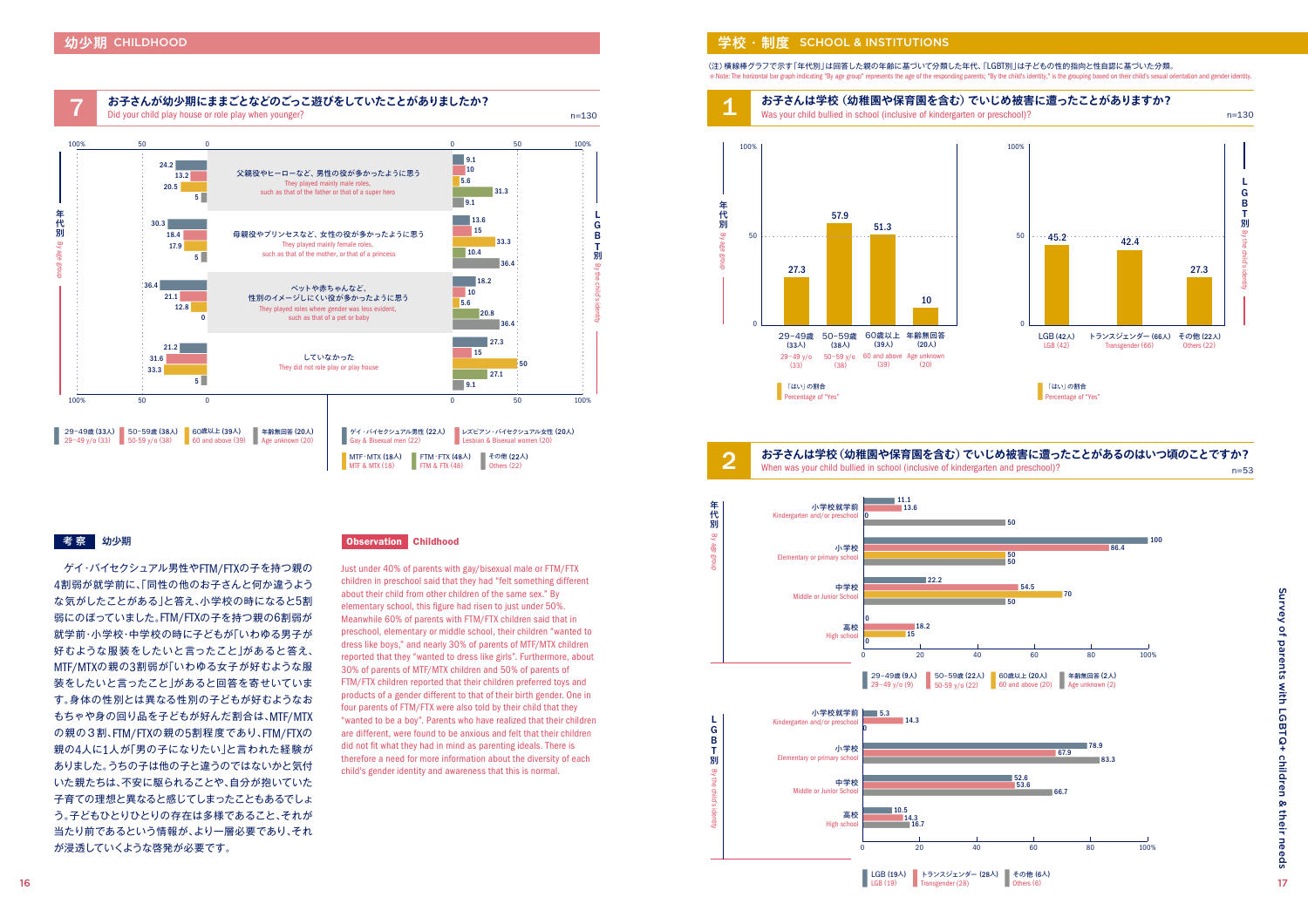## 幼少期 CHILDHOOD

### 7 お子さんが幼少期にままごとなどのごっこ遊びをしていたことがありましたか？
Did your child play house or role play when younger?

n=130

| | 29~49歳 (33人) 29~49 y/o (33) | 50~59歳 (38人) 50-59 y/o (38) | 60歳以上 (39人) 60 and above (39) | 年齢無回答 (20人) Age unknown (20) | ゲイ・バイセクシュアル男性 (22人) Gay & Bisexual men (22) | レズビアン・バイセクシュアル女性 (20人) Lesbian & Bisexual women (20) | MTF・MTX (18人) MTF & MTX (18) | FTM・FTX (48人) FTM & FTX (48) | その他 (22人) Others (22) |
|---|---|---|---|---|---|---|---|---|---|
| 父親役やヒーローなど、男性の役が多かったように思う They played mainly male roles, such as that of the father or that of a super hero | 24.2 | 13.2 | 20.5 | 5 | 9.1 | 10 | 5.6 | 31.3 | 9.1 |
| 母親役やプリンセスなど、女性の役が多かったように思う They played mainly female roles, such as that of the mother, or that of a princess | 30.3 | 18.4 | 17.9 | 5 | 13.6 | 15 | 33.3 | 10.4 | 36.4 |
| ペットや赤ちゃんなど、性別のイメージしにくい役が多かったように思う They played roles where gender was less evident, such as that of a pet or baby | 36.4 | 21.1 | 12.8 | 0 | 18.2 | 10 | 5.6 | 20.8 | 36.4 |
| していなかった They did not role play or play house | 21.2 | 31.6 | 33.3 | 5 | 27.3 | 15 | 50 | 27.1 | 9.1 |

#### 考察 幼少期

ゲイ・バイセクシュアル男性やFTM/FTXの子を持つ親の4割弱が就学前に、「同性の他のお子さんと何か違うような気がしたことがある」と答え、小学校の時になると5割弱にのぼっていました。FTM/FTXの子を持つ親の6割弱が就学前・小学校・中学校の時に子どもが「いわゆる男子が好むような服装をしたいと言ったこと」があると答え、MTF/MTXの親の3割弱が「いわゆる女子が好むような服装をしたいと言ったこと」があると回答を寄せていました。身体の性別とは異なる性別の子どもが好むようなおもちゃや身の回り品を子どもが好んだ割合は、MTF/MTXの親の3割、FTM/FTXの親の5割程度であり、FTM/FTXの親の4人に1人が「男の子になりたい」と言われた経験がありました。うちの子は他の子と違うのではないかと気付いた親たちは、不安に駆られることや、自分が抱いていた子育ての理想と異なると感じてしまったこともあるでしょう。子どもひとりひとりの存在は多様であること、それが当たり前であるという情報が、より一層必要であり、それが浸透していくような啓発が必要です。

#### Observation Childhood

Just under 40% of parents with gay/bisexual male or FTM/FTX children in preschool said that they had "felt something different about their child from other children of the same sex." By elementary school, this figure had risen to just under 50%. Meanwhile 60% of parents with FTM/FTX children said that in preschool, elementary or middle school, their children "wanted to dress like boys," and nearly 30% of parents of MTF/MTX children reported that they "wanted to dress like girls". Furthermore, about 30% of parents of MTF/MTX children and 50% of parents of FTM/FTX children reported that their children preferred toys and products of a gender different to that of their birth gender. One in four parents of FTM/FTX were also told by their child that they "wanted to be a boy". Parents who have realized that their children are different, were found to be anxious and felt that their children did not fit what they had in mind as parenting ideals. There is therefore a need for more information about the diversity of each child's gender identity and awareness that this is normal.

## 学校・制度 SCHOOL & INSTITUTIONS

(注) 横線棒グラフで示す「年代別」は回答した親の年齢に基づいて分類した年代、「LGBT別」は子どもの性的指向と性自認に基づいた分類。
※Note: The horizontal bar graph indicating "By age group" represents the age of the responding parents; "By the child's identity," is the grouping based on their child's sexual orientation and gender identity.

### 1 お子さんは学校（幼稚園や保育園を含む）でいじめ被害に遭ったことがありますか？
Was your child bullied in school (inclusive of kindergarten and preschool)?

n=130

「はい」の割合 Percentage of "Yes"

| 年代別 By age group | % |
|---|---|
| 29~49歳 (33人) 29~49 y/o (33) | 27.3 |
| 50~59歳 (38人) 50~59 y/o (38) | 57.9 |
| 60歳以上 (39人) 60 and above (39) | 51.3 |
| 年齢無回答 (20人) Age unknown (20) | 10 |

| LGBT別 By the child's identity | % |
|---|---|
| LGB (42人) LGB (42) | 45.2 |
| トランスジェンダー (66人) Transgender (66) | 42.4 |
| その他 (22人) Others (22) | 27.3 |

### 2 お子さんは学校（幼稚園や保育園を含む）でいじめ被害に遭ったことがあるのはいつ頃のことですか？
When was your child bullied in school (inclusive of kindergarten and preschool)?

n=53

年代別 By age group

| | 29~49歳 (9人) 29~49 y/o (9) | 50~59歳 (22人) 50-59 y/o (22) | 60歳以上 (20人) 60 and above (20) | 年齢無回答 (2人) Age unknown (2) |
|---|---|---|---|---|
| 小学校就学前 Kindergarten and/or preschool | 11.1 | 13.6 | 0 | 50 |
| 小学校 Elementary or primary school | 100 | 86.4 | 50 | 50 |
| 中学校 Middle or Junior School | 22.2 | 54.5 | 70 | 50 |
| 高校 High school | 0 | 18.2 | 15 | 0 |

LGBT別 By the child's identity

| | LGB (19人) LGB (19) | トランスジェンダー (28人) Transgender (28) | その他 (6人) Others (6) |
|---|---|---|---|
| 小学校就学前 Kindergarten and/or preschool | 5.3 | 14.3 | 0 |
| 小学校 Elementary or primary school | 78.9 | 67.9 | 83.3 |
| 中学校 Middle or Junior School | 52.6 | 53.6 | 66.7 |
| 高校 High school | 10.5 | 14.3 | 16.7 |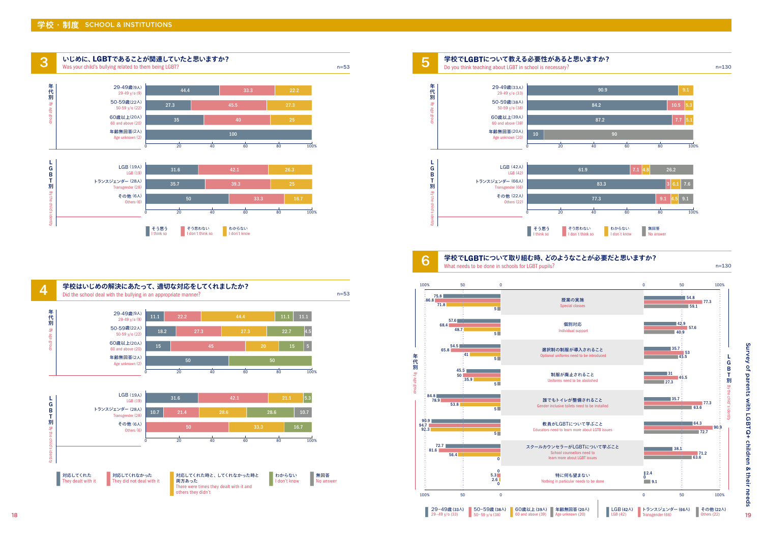# 学校・制度 SCHOOL & INSTITUTIONS

## 3 いじめに、LGBTであることが関連していたと思いますか？
Was your child's bullying related to them being LGBT?

n=53

| | そう思う I think so | そう思わない I don't think so | わからない I don't know |
|---|---|---|---|
| **年代別 By age group** | | | |
| 29-49歳(9人) 29-49 y/o (9) | 44.4 | 33.3 | 22.2 |
| 50-59歳(22人) 50-59 y/o (22) | 27.3 | 45.5 | 27.3 |
| 60歳以上(20人) 60 and above (20) | 35 | 40 | 25 |
| 年齢無回答(2人) Age unknown (2) | 100 | | |
| **LGBT別 By the child's identity** | | | |
| LGB (19人) LGB (19) | 31.6 | 42.1 | 26.3 |
| トランスジェンダー (28人) Transgender (28) | 35.7 | 39.3 | 25 |
| その他 (6人) Others (6) | 50 | 33.3 | 16.7 |

## 4 学校はいじめの解決にあたって、適切な対応をしてくれましたか？
Did the school deal with the bullying in an appropriate manner?

n=53

| | 対応してくれた They dealt with it | 対応してくれなかった They did not deal with it | 対応してくれた時と、してくれなかった時と両方あった There were times they dealt with it and others they didn't | わからない I don't know | 無回答 No answer |
|---|---|---|---|---|---|
| **年代別 By age group** | | | | | |
| 29-49歳(9人) 29-49 y/o (9) | 11.1 | 22.2 | 44.4 | 11.1 | 11.1 |
| 50-59歳(22人) 50-59 y/o (22) | 18.2 | 27.3 | 27.3 | 22.7 | 4.5 |
| 60歳以上(20人) 60 and above (20) | 15 | 45 | 20 | 15 | 5 |
| 年齢無回答(2人) Age unknown (2) | 50 | | | 50 | |
| **LGBT別 By the child's identity** | | | | | |
| LGB (19人) LGB (19) | 31.6 | 42.1 | 21.1 | 5.3 | |
| トランスジェンダー (28人) Transgender (28) | 10.7 | 21.4 | 28.6 | 28.6 | 10.7 |
| その他 (6人) Others (6) | | 50 | 33.3 | 16.7 | |

## 5 学校でLGBTについて教える必要性があると思いますか？
Do you think teaching about LGBT in school is necessary?

n=130

| | そう思う I think so | そう思わない I don't think so | わからない I don't know | 無回答 No answer |
|---|---|---|---|---|
| **年代別 By age group** | | | | |
| 29-49歳(33人) 29-49 y/o (33) | 90.9 | | 9.1 | |
| 50-59歳(38人) 50-59 y/o (38) | 84.2 | 10.5 | 5.3 | |
| 60歳以上(39人) 60 and above (39) | 87.2 | 7.7 | 5.1 | |
| 年齢無回答(20人) Age unknown (20) | 10 | | | 90 |
| **LGBT別 By the child's identity** | | | | |
| LGB (42人) LGB (42) | 61.9 | 7.1 | 4.8 | 26.2 |
| トランスジェンダー (66人) Transgender (66) | 83.3 | 3 | 6.1 | 7.6 |
| その他 (22人) Others (22) | 77.3 | 9.1 | 4.5 | 9.1 |

## 6 学校でLGBTについて取り組む時、どのようなことが必要だと思いますか？
What needs to be done in schools for LGBT pupils?

n=130

| | 29-49歳(33人) 29-49 y/o (33) | 50-59歳(38人) 50-59 y/o (38) | 60歳以上(39人) 60 and above (39) | 年齢無回答(20人) Age unknown (20) | LGB(42人) LGB (42) | トランスジェンダー(66人) Transgender (66) | その他(22人) Others (22) |
|---|---|---|---|---|---|---|---|
| 授業の実施 Special classes | 75.8 | 86.8 | 71.8 | 5 | 54.8 | 77.3 | 59.1 |
| 個別対応 Individual support | 57.6 | 68.4 | 48.7 | 5 | 42.9 | 57.6 | 40.9 |
| 選択制の制服が導入されること Optional uniforms need to be introduced | 54.5 | 65.8 | 41 | 5 | 35.7 | 53 | 45.5 |
| 制服が廃止されること Uniforms need to be abolished | 45.5 | 50 | 35.9 | 5 | 31 | 45.5 | 27.3 |
| 誰でもトイレが整備されること Gender inclusive toilets need to be installed | 84.8 | 78.9 | 53.8 | 5 | 35.7 | 77.3 | 63.6 |
| 教員がLGBTについて学ぶこと Educators need to learn more about LGTB issues | 90.9 | 94.7 | 92.3 | 5 | 64.3 | 90.9 | 72.7 |
| スクールカウンセラーがLGBTについて学ぶこと School counsellors need to learn more about LGBT issues | 72.7 | 81.6 | 56.4 | 0 | 38.1 | 71.2 | 63.6 |
| 特に何も望まない Nothing in particular needs to be done | 0 | 5.3 | 2.6 | 0 | 2.4 | 0 | 9.1 |

Survey of parents with LGBTQ+ children & their needs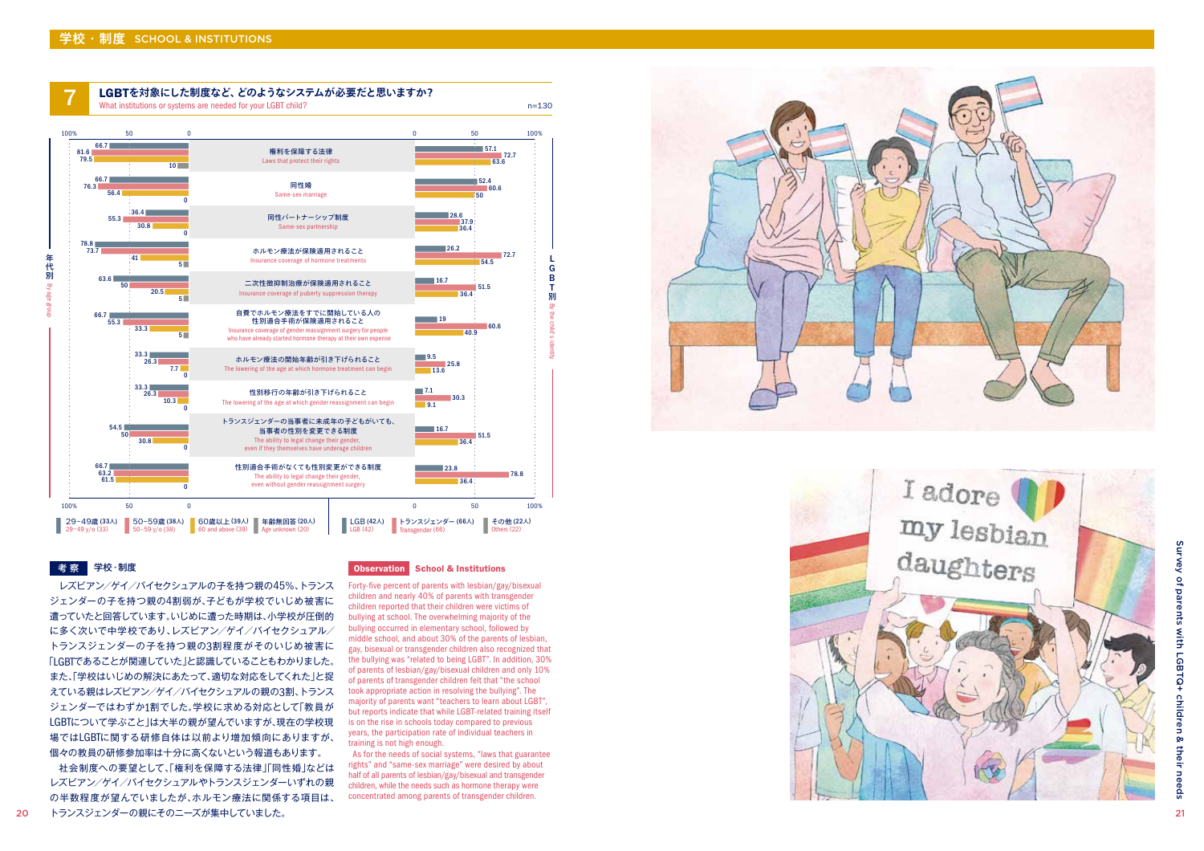## 学校・制度 SCHOOL & INSTITUTIONS

### 7 LGBTを対象にした制度など、どのようなシステムが必要だと思いますか？
What institutions or systems are needed for your LGBT child?

n=130

**年代別 By age group**

| 項目 | 29–49歳 (33人) 29–49 y/o (33) | 50–59歳 (38人) 50–59 y/o (38) | 60歳以上 (39人) 60 and above (39) | 年齢無回答 (20人) Age unknown (20) |
|---|---|---|---|---|
| 権利を保障する法律 Laws that protect their rights | 66.7 | 81.6 | 79.5 | 10 |
| 同性婚 Same-sex marriage | 66.7 | 76.3 | 56.4 | 0 |
| 同性パートナーシップ制度 Same-sex partnership | 36.4 | 55.3 | 30.8 | 0 |
| ホルモン療法が保険適用されること Insurance coverage of hormone treatments | 78.8 | 73.7 | 41 | 5 |
| 二次性徴抑制治療が保険適用されること Insurance coverage of puberty suppression therapy | 63.6 | 50 | 20.5 | 5 |
| 自費でホルモン療法をすでに開始している人の性別適合手術が保険適用されること Insurance coverage of gender reassignment surgery for people who have already started hormone therapy at their own expense | 66.7 | 55.3 | 33.3 | 5 |
| ホルモン療法の開始年齢が引き下げられること The lowering of the age at which hormone treatment can begin | 33.3 | 26.3 | 7.7 | 0 |
| 性別移行の年齢が引き下げられること The lowering of the age at which gender reassignment can begin | 33.3 | 26.3 | 10.3 | 0 |
| トランスジェンダーの当事者に未成年の子どもがいても、当事者の性別を変更できる制度 The ability to legal change their gender, even if they themselves have underage children | 54.5 | 50 | 30.8 | 0 |
| 性別適合手術がなくても性別変更ができる制度 The ability to legal change their gender, even without gender reassignment surgery | 66.7 | 63.2 | 61.5 | 0 |

**LGBT別 By the child's identity**

| 項目 | LGB (42人) LGB (42) | トランスジェンダー (66人) Transgender (66) | その他 (22人) Others (22) |
|---|---|---|---|
| 権利を保障する法律 Laws that protect their rights | 57.1 | 72.7 | 63.6 |
| 同性婚 Same-sex marriage | 52.4 | 60.6 | 50 |
| 同性パートナーシップ制度 Same-sex partnership | 28.6 | 37.9 | 36.4 |
| ホルモン療法が保険適用されること Insurance coverage of hormone treatments | 26.2 | 72.7 | 54.5 |
| 二次性徴抑制治療が保険適用されること Insurance coverage of puberty suppression therapy | 16.7 | 51.5 | 36.4 |
| 自費でホルモン療法をすでに開始している人の性別適合手術が保険適用されること Insurance coverage of gender reassignment surgery for people who have already started hormone therapy at their own expense | 19 | 60.6 | 40.9 |
| ホルモン療法の開始年齢が引き下げられること The lowering of the age at which hormone treatment can begin | 9.5 | 25.8 | 13.6 |
| 性別移行の年齢が引き下げられること The lowering of the age at which gender reassignment can begin | 7.1 | 30.3 | 9.1 |
| トランスジェンダーの当事者に未成年の子どもがいても、当事者の性別を変更できる制度 The ability to legal change their gender, even if they themselves have underage children | 16.7 | 51.5 | 36.4 |
| 性別適合手術がなくても性別変更ができる制度 The ability to legal change their gender, even without gender reassignment surgery | 23.8 | 78.8 | 36.4 |

### 考察 学校・制度

レズビアン／ゲイ／バイセクシュアルの子を持つ親の45%、トランスジェンダーの子を持つ親の4割弱が、子どもが学校でいじめ被害に遭っていたと回答しています。いじめに遭った時期は、小学校が圧倒的に多く次いで中学校であり、レズビアン／ゲイ／バイセクシュアル／トランスジェンダーの子を持つ親の3割程度がそのいじめ被害に「LGBTであることが関連していた」と認識していることもわかりました。また、「学校はいじめの解決にあたって、適切な対応をしてくれた」と捉えている親はレズビアン／ゲイ／バイセクシュアルの親の3割、トランスジェンダーではわずか1割でした。学校に求める対応として「教員がLGBTについて学ぶこと」は大半の親が望んでいますが、現在の学校現場ではLGBTに関する研修自体は以前より増加傾向にありますが、個々の教員の研修参加率は十分に高くないという報道もあります。

社会制度への要望として、「権利を保障する法律」「同性婚」などはレズビアン／ゲイ／バイセクシュアルやトランスジェンダーいずれの親の半数程度が望んでいましたが、ホルモン療法に関係する項目は、トランスジェンダーの親にそのニーズが集中していました。

### Observation School & Institutions

Forty-five percent of parents with lesbian/gay/bisexual children and nearly 40% of parents with transgender children reported that their children were victims of bullying at school. The overwhelming majority of the bullying occurred in elementary school, followed by middle school, and about 30% of the parents of lesbian, gay, bisexual or transgender children also recognized that the bullying was "related to being LGBT". In addition, 30% of parents of lesbian/gay/bisexual children and only 10% of parents of transgender children felt that "the school took appropriate action in resolving the bullying". The majority of parents want "teachers to learn about LGBT", but reports indicate that while LGBT-related training itself is on the rise in schools today compared to previous years, the participation rate of individual teachers in training is not high enough.

As for the needs of social systems, "laws that guarantee rights" and "same-sex marriage" were desired by about half of all parents of lesbian/gay/bisexual and transgender children, while the needs such as hormone therapy were concentrated among parents of transgender children.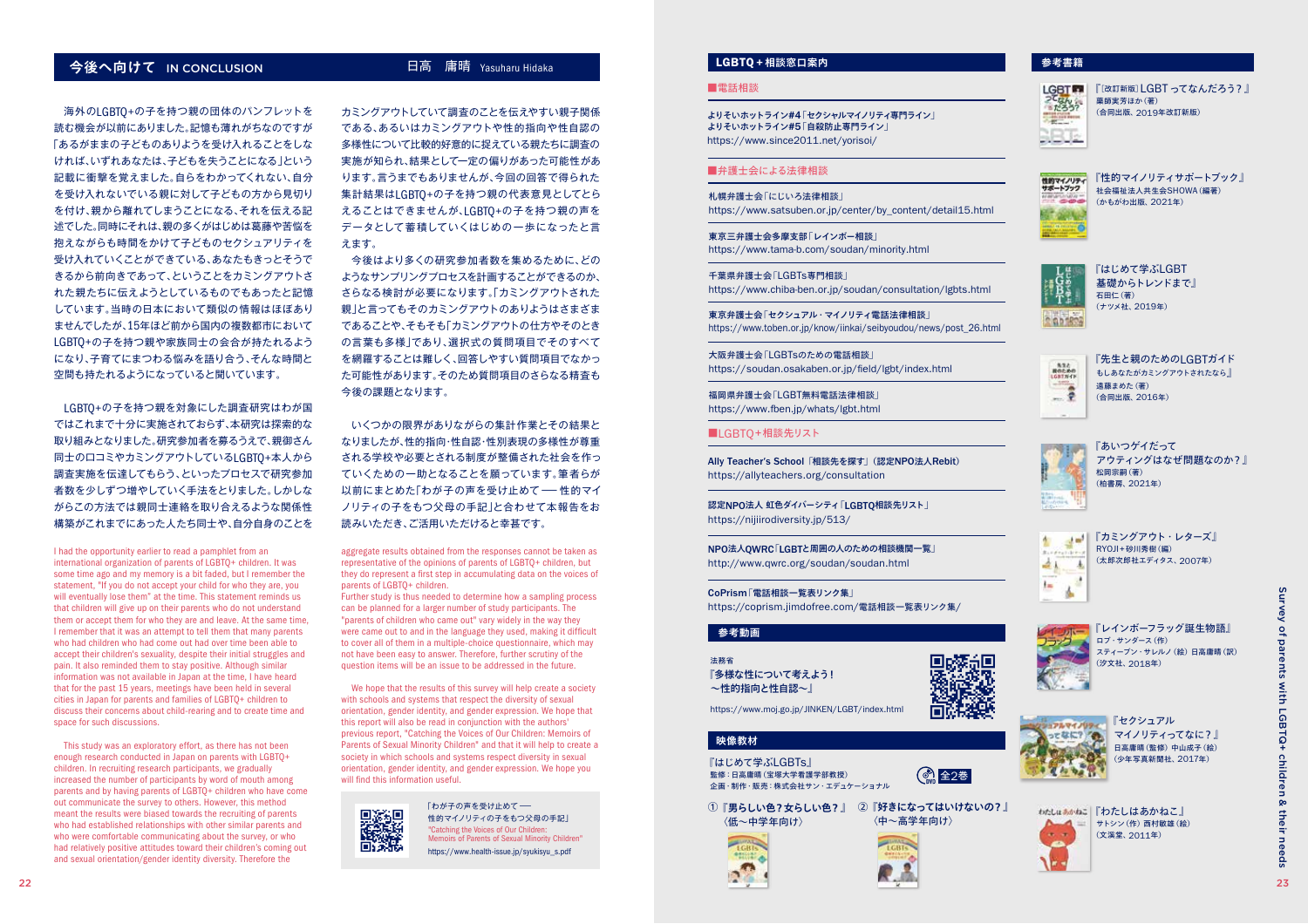## 今後へ向けて IN CONCLUSION

日高　庸晴 Yasuharu Hidaka

海外のLGBTQ+の子を持つ親の団体のパンフレットを読む機会が以前にありました。記憶も薄れがちなのですが「あるがままの子どものありようを受け入れることをしなければ、いずれあなたは、子どもを失うことになる」という記載に衝撃を覚えました。自らをわかってくれない、自分を受け入れないでいる親に対して子どもの方から見切りを付け、親から離れてしまうことになる、それを伝える記述でした。同時にそれは、親の多くがはじめは葛藤や苦悩を抱えながらも時間をかけて子どものセクシュアリティを受け入れていくことができている、あなたもきっとそうできるから前向きであって、ということをカミングアウトされた親たちに伝えようとしているものでもあったと記憶しています。当時の日本において類似の情報はほぼありませんでしたが、15年ほど前から国内の複数都市においてLGBTQ+の子を持つ親や家族同士の会合が持たれるようになり、子育てにまつわる悩みを語り合う、そんな時間と空間も持たれるようになっていると聞いています。

LGBTQ+の子を持つ親を対象にした調査研究はわが国ではこれまで十分に実施されておらず、本研究は探索的な取り組みとなりました。研究参加者を募るうえで、親御さん同士の口コミやカミングアウトしているLGBTQ+本人から調査実施を伝達してもらう、といったプロセスで研究参加者数を少しずつ増やしていく手法をとりました。しかしながらこの方法では親同士連絡を取り合えるような関係性構築がこれまでにあった人たち同士や、自分自身のことをカミングアウトしていて調査のことを伝えやすい親子関係である、あるいはカミングアウトや性的指向や性自認の多様性について比較的好意的に捉えている親たちに調査の実施が知られ、結果として一定の偏りがあった可能性があります。言うまでもありませんが、今回の回答で得られた集計結果はLGBTQ+の子を持つ親の代表意見としてとらえることはできませんが、LGBTQ+の子を持つ親の声をデータとして蓄積していくはじめの一歩になったと言えます。

今後はより多くの研究参加者数を集めるために、どのようなサンプリングプロセスを計画することができるのか、さらなる検討が必要になります。「カミングアウトされた親」と言ってもそのカミングアウトのありようはさまざまであることや、そもそも「カミングアウトの仕方やそのときの言葉も多様」であり、選択式の質問項目でそのすべてを網羅することは難しく、回答しやすい質問項目でなかった可能性があります。そのため質問項目のさらなる精査も今後の課題となります。

いくつかの限界がありながらの集計作業とその結果となりましたが、性的指向・性自認・性別表現の多様性が尊重される学校や必要とされる制度が整備された社会を作っていくための一助となることを願っています。筆者らが以前にまとめた「わが子の声を受け止めて ── 性的マイノリティの子をもつ父母の手記」と合わせて本報告をお読みいただき、ご活用いただけると幸甚です。

I had the opportunity earlier to read a pamphlet from an international organization of parents of LGBTQ+ children. It was some time ago and my memory is a bit faded, but I remember the statement, "If you do not accept your child for who they are, you will eventually lose them" at the time. This statement reminds us that children will give up on their parents who do not understand them or accept them for who they are and leave. At the same time, I remember that it was an attempt to tell them that many parents who had children who had come out had over time been able to accept their children's sexuality, despite their initial struggles and pain. It also reminded them to stay positive. Although similar information was not available in Japan at the time, I have heard that for the past 15 years, meetings have been held in several cities in Japan for parents and families of LGBTQ+ children to discuss their concerns about child-rearing and to create time and space for such discussions.

This study was an exploratory effort, as there has not been enough research conducted in Japan on parents with LGBTQ+ children. In recruiting research participants, we gradually increased the number of participants by word of mouth among parents and by having parents of LGBTQ+ children who have come out communicate the survey to others. However, this method meant the results were biased towards the recruiting of parents who had established relationships with other similar parents and who were more comfortable communicating about the survey, or who had relatively positive attitudes toward their children's coming out and sexual orientation/gender identity diversity. Therefore the aggregate results obtained from the responses cannot be taken as representative of the opinions of parents of LGBTQ+ children, but they do represent a first step in accumulating data on the voices of parents of LGBTQ+ children.

Further study is thus needed to determine how a sampling process can be planned for a larger number of study participants. The "parents of children who came out" vary widely in the way they were came out to and in the language they used, making it difficult to cover all of them in a multiple-choice questionnaire, which may not have been easy to answer. Therefore, further scrutiny of the question items will be an issue to be addressed in the future.

We hope that the results of this survey will help create a society with schools and systems that respect the diversity of sexual orientation, gender identity, and gender expression. We hope that this report will also be read in conjunction with the authors' previous report, "Catching the Voices of Our Children: Memoirs of Parents of Sexual Minority Children" and that it will help to create a society in which schools and systems respect diversity in sexual orientation, gender identity, and gender expression. We hope you will find this information useful.

「わが子の声を受け止めて ── 性的マイノリティの子をもつ父母の手記」
"Catching the Voices of Our Children: Memoirs of Parents of Sexual Minority Children"
https://www.health-issue.jp/syukisyu_s.pdf

## LGBTQ+相談窓口案内

### ■電話相談

よりそいホットライン#4「セクシャルマイノリティ専門ライン」
よりそいホットライン#5「自殺防止専門ライン」
https://www.since2011.net/yorisoi/

### ■弁護士会による法律相談

札幌弁護士会「にじいろ法律相談」
https://www.satsuben.or.jp/center/by_content/detail15.html

東京三弁護士会多摩支部「レインボー相談」
https://www.tama-b.com/soudan/minority.html

千葉県弁護士会「LGBTs専門相談」
https://www.chiba-ben.or.jp/soudan/consultation/lgbts.html

東京弁護士会「セクシュアル・マイノリティ電話法律相談」
https://www.toben.or.jp/know/iinkai/seibyoudou/news/post_26.html

大阪弁護士会「LGBTsのための電話相談」
https://soudan.osakaben.or.jp/field/lgbt/index.html

福岡県弁護士会「LGBT無料電話法律相談」
https://www.fben.jp/whats/lgbt.html

### ■LGBTQ+相談先リスト

Ally Teacher's School「相談先を探す」（認定NPO法人Rebit）
https://allyteachers.org/consultation

認定NPO法人 虹色ダイバーシティ「LGBTQ相談先リスト」
https://nijiirodiversity.jp/513/

NPO法人QWRC「LGBTと周囲の人のための相談機関一覧」
http://www.qwrc.org/soudan/soudan.html

CoPrism「電話相談一覧表リンク集」
https://coprism.jimdofree.com/電話相談一覧表リンク集/

## 参考動画

法務省
『多様性について考えよう！～性的指向と性自認～』
https://www.moj.go.jp/JINKEN/LGBT/index.html

## 映像教材

『はじめて学ぶLGBTs』
監修：日高庸晴（宝塚大学看護学部教授）
企画・制作・販売：株式会社サン・エデューショナル
DVD 全2巻

① 『男らしい色？女らしい色？』〈低～中学年向け〉
② 『好きになってはいけないの？』〈中～高学年向け〉

## 参考書籍

『［改訂新版］LGBTってなんだろう？』
薬師実芳ほか（著）
（合同出版、2019年改訂新版）

『性的マイノリティサポートブック』
社会福祉法人共生会SHOWA（編著）
（かもがわ出版、2021年）

『はじめて学ぶLGBT 基礎からトレンドまで』
石田仁（著）
（ナツメ社、2019年）

『先生と親のためのLGBTガイド もしあなたがカミングアウトされたなら』
遠藤まめた（著）
（合同出版、2016年）

『あいつゲイだって アウティングはなぜ問題なのか？』
松岡宗嗣（著）
（柏書房、2021年）

『カミングアウト・レターズ』
RYOJI＋砂川秀樹（編）
（太郎次郎社エディタス、2007年）

『レインボーフラッグ誕生物語』
ロブ・サンダース（作）
スティーブン・サレルノ（絵）日高庸晴（訳）
（汐文社、2018年）

『セクシュアルマイノリティってなに？』
日高庸晴（監修）中山成子（絵）
（少年写真新聞社、2017年）

『わたしはあかねこ』
サトシン（作）西村敏雄（絵）
（文溪堂、2011年）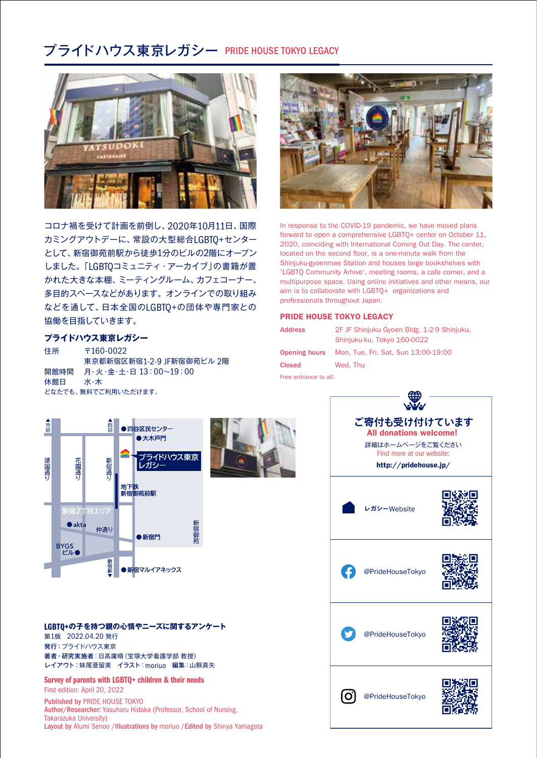# プライドハウス東京レガシー PRIDE HOUSE TOKYO LEGACY

コロナ禍を受けて計画を前倒し、2020年10月11日、国際カミングアウトデーに、常設の大型総合LGBTQ+センターとして、新宿御苑前駅から徒歩1分のビルの2階にオープンしました。「LGBTQコミュニティ・アーカイブ」の書籍が置かれた大きな本棚、ミーティングルーム、カフェコーナー、多目的スペースなどがあります。オンラインでの取り組みなどを通して、日本全国のLGBTQ+の団体や専門家との協働を目指していきます。

In response to the COVID-19 pandemic, we have moved plans forward to open a comprehensive LGBTQ+ center on October 11, 2020, coinciding with International Coming Out Day. The center, located on the second floor, is a one-minute walk from the Shinjuku-gyoenmae Station and houses large bookshelves with 'LGBTQ Community Arhive', meeting rooms, a cafe corner, and a multipurpose space. Using online initiatives and other means, our aim is to collaborate with LGBTQ+ organizations and professionals throughout Japan.

### プライドハウス東京レガシー

| | |
|---|---|
| 住所 | 〒160-0022 東京都新宿区新宿1-2-9 JF新宿御苑ビル 2階 |
| 開館時間 | 月・火・金・土・日 13：00〜19：00 |
| 休館日 | 水・木 |

どなたでも、無料でご利用いただけます。

### PRIDE HOUSE TOKYO LEGACY

| | |
|---|---|
| Address | 2F JF Shinjuku Gyoen Bldg. 1-2-9 Shinjuku, Shinjuku-ku, Tokyo 160-0022 |
| Opening hours | Mon, Tue, Fri, Sat, Sun 13:00-19:00 |
| Closed | Wed, Thu |

Free entrance to all.

市谷
四谷
●四谷区民センター
●大木戸門
プライドハウス東京レガシー
靖国通り
花園通り
新宿通り
地下鉄 新宿御苑前駅
新宿2丁目エリア
●akta
仲通り
●新宿門
新宿御苑
BYGS ビル●
新宿駅
●新宿マルイアネックス

## ご寄付も受け付けています
**All donations welcome!**

詳細はホームページをご覧ください
Find more at our website:
**http://pridehouse.jp/**

レガシーWebsite

@PrideHouseTokyo

@PrideHouseTokyo

@PrideHouseTokyo

**LGBTQ+の子を持つ親の心情やニーズに関するアンケート**
第1版 2022.04.20 発行
発行：プライドハウス東京
著者・研究実施者：日高庸晴（宝塚大学看護学部 教授）
レイアウト：妹尾亜留美　イラスト：moriuo　編集：山縣真矢

**Survey of parents with LGBTQ+ children & their needs**
First edition: April 20, 2022
**Published by** PRIDE HOUSE TOKYO
**Author/Researcher:** Yasuharu Hidaka (Professor, School of Nursing, Takarazuka University)
**Layout by** Alumi Senoo /**Illustrations by** moriuo /**Edited by** Shinya Yamagata